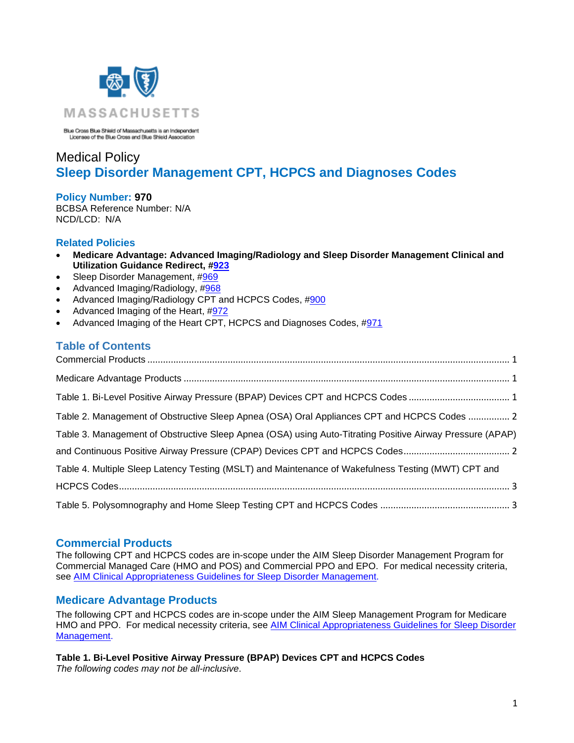MASSACHUSETTS

Blue Cross Blue Shield of Massachusetts is an Independent Licensee of the Blue Cross and Blue Shield Association

Medical Policy

# Sleep Disorder Management CPT, HCPCS and Diagnoses Codes

**Policy Number:** **970**
BCBSA Reference Number: N/A
NCD/LCD: N/A

## Related Policies

- **Medicare Advantage: Advanced Imaging/Radiology and Sleep Disorder Management Clinical and Utilization Guidance Redirect, #923**
- Sleep Disorder Management, #969
- Advanced Imaging/Radiology, #968
- Advanced Imaging/Radiology CPT and HCPCS Codes, #900
- Advanced Imaging of the Heart, #972
- Advanced Imaging of the Heart CPT, HCPCS and Diagnoses Codes, #971

## Table of Contents

Commercial Products ........................................................................ 1

Medicare Advantage Products ........................................................................ 1

Table 1. Bi-Level Positive Airway Pressure (BPAP) Devices CPT and HCPCS Codes ........................................ 1

Table 2. Management of Obstructive Sleep Apnea (OSA) Oral Appliances CPT and HCPCS Codes ................ 2

Table 3. Management of Obstructive Sleep Apnea (OSA) using Auto-Titrating Positive Airway Pressure (APAP) and Continuous Positive Airway Pressure (CPAP) Devices CPT and HCPCS Codes ........................................ 2

Table 4. Multiple Sleep Latency Testing (MSLT) and Maintenance of Wakefulness Testing (MWT) CPT and HCPCS Codes ........................................ 3

Table 5. Polysomnography and Home Sleep Testing CPT and HCPCS Codes ........................................ 3

## Commercial Products

The following CPT and HCPCS codes are in-scope under the AIM Sleep Disorder Management Program for Commercial Managed Care (HMO and POS) and Commercial PPO and EPO. For medical necessity criteria, see AIM Clinical Appropriateness Guidelines for Sleep Disorder Management.

## Medicare Advantage Products

The following CPT and HCPCS codes are in-scope under the AIM Sleep Management Program for Medicare HMO and PPO. For medical necessity criteria, see AIM Clinical Appropriateness Guidelines for Sleep Disorder Management.

**Table 1. Bi-Level Positive Airway Pressure (BPAP) Devices CPT and HCPCS Codes**
*The following codes may not be all-inclusive*.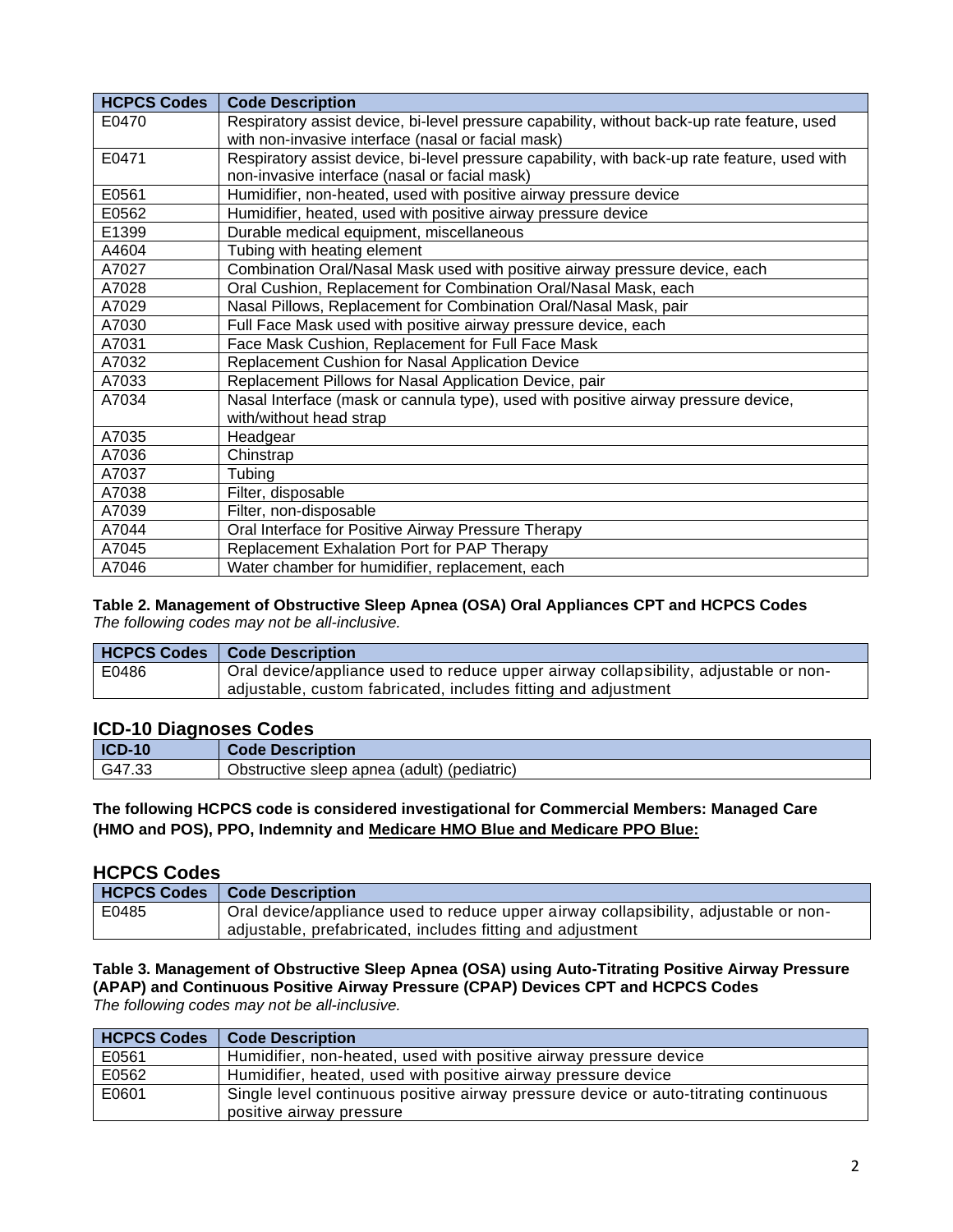| HCPCS Codes | Code Description |
|---|---|
| E0470 | Respiratory assist device, bi-level pressure capability, without back-up rate feature, used with non-invasive interface (nasal or facial mask) |
| E0471 | Respiratory assist device, bi-level pressure capability, with back-up rate feature, used with non-invasive interface (nasal or facial mask) |
| E0561 | Humidifier, non-heated, used with positive airway pressure device |
| E0562 | Humidifier, heated, used with positive airway pressure device |
| E1399 | Durable medical equipment, miscellaneous |
| A4604 | Tubing with heating element |
| A7027 | Combination Oral/Nasal Mask used with positive airway pressure device, each |
| A7028 | Oral Cushion, Replacement for Combination Oral/Nasal Mask, each |
| A7029 | Nasal Pillows, Replacement for Combination Oral/Nasal Mask, pair |
| A7030 | Full Face Mask used with positive airway pressure device, each |
| A7031 | Face Mask Cushion, Replacement for Full Face Mask |
| A7032 | Replacement Cushion for Nasal Application Device |
| A7033 | Replacement Pillows for Nasal Application Device, pair |
| A7034 | Nasal Interface (mask or cannula type), used with positive airway pressure device, with/without head strap |
| A7035 | Headgear |
| A7036 | Chinstrap |
| A7037 | Tubing |
| A7038 | Filter, disposable |
| A7039 | Filter, non-disposable |
| A7044 | Oral Interface for Positive Airway Pressure Therapy |
| A7045 | Replacement Exhalation Port for PAP Therapy |
| A7046 | Water chamber for humidifier, replacement, each |

**Table 2. Management of Obstructive Sleep Apnea (OSA) Oral Appliances CPT and HCPCS Codes**
*The following codes may not be all-inclusive.*

| HCPCS Codes | Code Description |
|---|---|
| E0486 | Oral device/appliance used to reduce upper airway collapsibility, adjustable or non-adjustable, custom fabricated, includes fitting and adjustment |

## ICD-10 Diagnoses Codes

| ICD-10 | Code Description |
|---|---|
| G47.33 | Obstructive sleep apnea (adult) (pediatric) |

**The following HCPCS code is considered investigational for Commercial Members: Managed Care (HMO and POS), PPO, Indemnity and Medicare HMO Blue and Medicare PPO Blue:**

## HCPCS Codes

| HCPCS Codes | Code Description |
|---|---|
| E0485 | Oral device/appliance used to reduce upper airway collapsibility, adjustable or non-adjustable, prefabricated, includes fitting and adjustment |

**Table 3. Management of Obstructive Sleep Apnea (OSA) using Auto-Titrating Positive Airway Pressure (APAP) and Continuous Positive Airway Pressure (CPAP) Devices CPT and HCPCS Codes**
*The following codes may not be all-inclusive.*

| HCPCS Codes | Code Description |
|---|---|
| E0561 | Humidifier, non-heated, used with positive airway pressure device |
| E0562 | Humidifier, heated, used with positive airway pressure device |
| E0601 | Single level continuous positive airway pressure device or auto-titrating continuous positive airway pressure |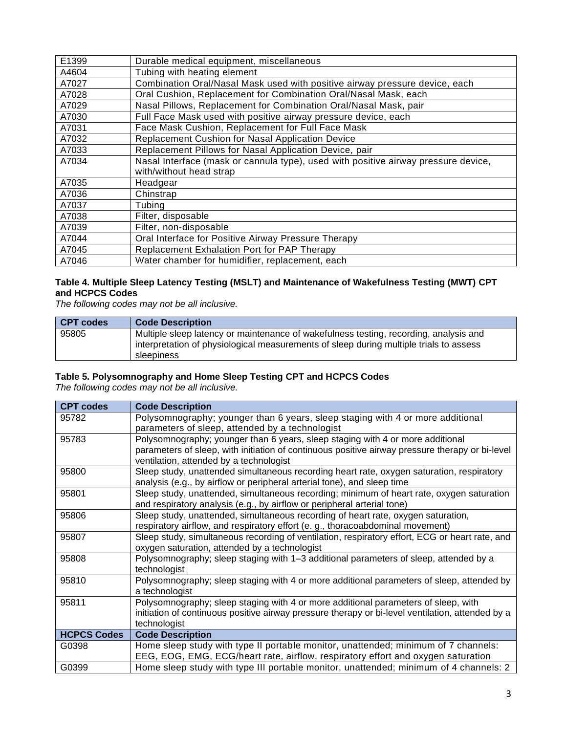| | |
|---|---|
| E1399 | Durable medical equipment, miscellaneous |
| A4604 | Tubing with heating element |
| A7027 | Combination Oral/Nasal Mask used with positive airway pressure device, each |
| A7028 | Oral Cushion, Replacement for Combination Oral/Nasal Mask, each |
| A7029 | Nasal Pillows, Replacement for Combination Oral/Nasal Mask, pair |
| A7030 | Full Face Mask used with positive airway pressure device, each |
| A7031 | Face Mask Cushion, Replacement for Full Face Mask |
| A7032 | Replacement Cushion for Nasal Application Device |
| A7033 | Replacement Pillows for Nasal Application Device, pair |
| A7034 | Nasal Interface (mask or cannula type), used with positive airway pressure device, with/without head strap |
| A7035 | Headgear |
| A7036 | Chinstrap |
| A7037 | Tubing |
| A7038 | Filter, disposable |
| A7039 | Filter, non-disposable |
| A7044 | Oral Interface for Positive Airway Pressure Therapy |
| A7045 | Replacement Exhalation Port for PAP Therapy |
| A7046 | Water chamber for humidifier, replacement, each |

**Table 4. Multiple Sleep Latency Testing (MSLT) and Maintenance of Wakefulness Testing (MWT) CPT and HCPCS Codes**

*The following codes may not be all inclusive.*

| CPT codes | Code Description |
|---|---|
| 95805 | Multiple sleep latency or maintenance of wakefulness testing, recording, analysis and interpretation of physiological measurements of sleep during multiple trials to assess sleepiness |

**Table 5. Polysomnography and Home Sleep Testing CPT and HCPCS Codes**

*The following codes may not be all inclusive.*

| CPT codes | Code Description |
|---|---|
| 95782 | Polysomnography; younger than 6 years, sleep staging with 4 or more additional parameters of sleep, attended by a technologist |
| 95783 | Polysomnography; younger than 6 years, sleep staging with 4 or more additional parameters of sleep, with initiation of continuous positive airway pressure therapy or bi-level ventilation, attended by a technologist |
| 95800 | Sleep study, unattended simultaneous recording heart rate, oxygen saturation, respiratory analysis (e.g., by airflow or peripheral arterial tone), and sleep time |
| 95801 | Sleep study, unattended, simultaneous recording; minimum of heart rate, oxygen saturation and respiratory analysis (e.g., by airflow or peripheral arterial tone) |
| 95806 | Sleep study, unattended, simultaneous recording of heart rate, oxygen saturation, respiratory airflow, and respiratory effort (e. g., thoracoabdominal movement) |
| 95807 | Sleep study, simultaneous recording of ventilation, respiratory effort, ECG or heart rate, and oxygen saturation, attended by a technologist |
| 95808 | Polysomnography; sleep staging with 1–3 additional parameters of sleep, attended by a technologist |
| 95810 | Polysomnography; sleep staging with 4 or more additional parameters of sleep, attended by a technologist |
| 95811 | Polysomnography; sleep staging with 4 or more additional parameters of sleep, with initiation of continuous positive airway pressure therapy or bi-level ventilation, attended by a technologist |
| **HCPCS Codes** | **Code Description** |
| G0398 | Home sleep study with type II portable monitor, unattended; minimum of 7 channels: EEG, EOG, EMG, ECG/heart rate, airflow, respiratory effort and oxygen saturation |
| G0399 | Home sleep study with type III portable monitor, unattended; minimum of 4 channels: 2 |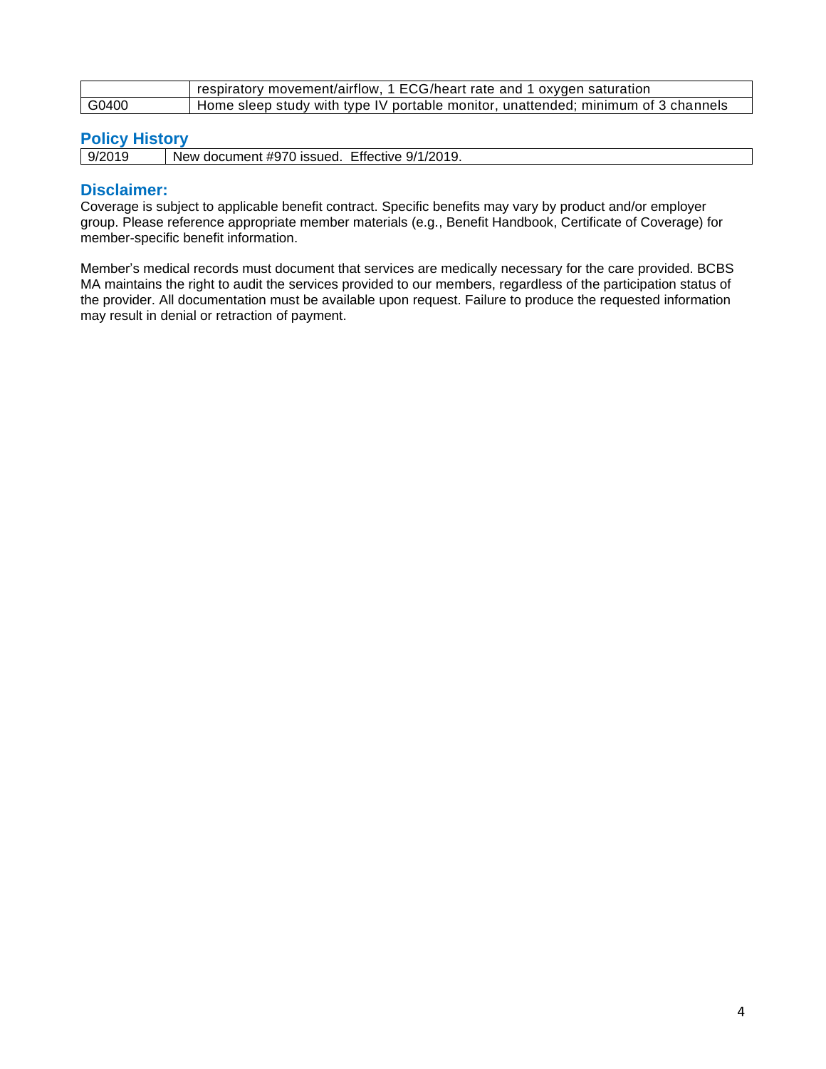| | |
|---|---|
| | respiratory movement/airflow, 1 ECG/heart rate and 1 oxygen saturation |
| G0400 | Home sleep study with type IV portable monitor, unattended; minimum of 3 channels |

## Policy History

| | |
|---|---|
| 9/2019 | New document #970 issued. Effective 9/1/2019. |

## Disclaimer:

Coverage is subject to applicable benefit contract. Specific benefits may vary by product and/or employer group. Please reference appropriate member materials (e.g., Benefit Handbook, Certificate of Coverage) for member-specific benefit information.

Member's medical records must document that services are medically necessary for the care provided. BCBS MA maintains the right to audit the services provided to our members, regardless of the participation status of the provider. All documentation must be available upon request. Failure to produce the requested information may result in denial or retraction of payment.